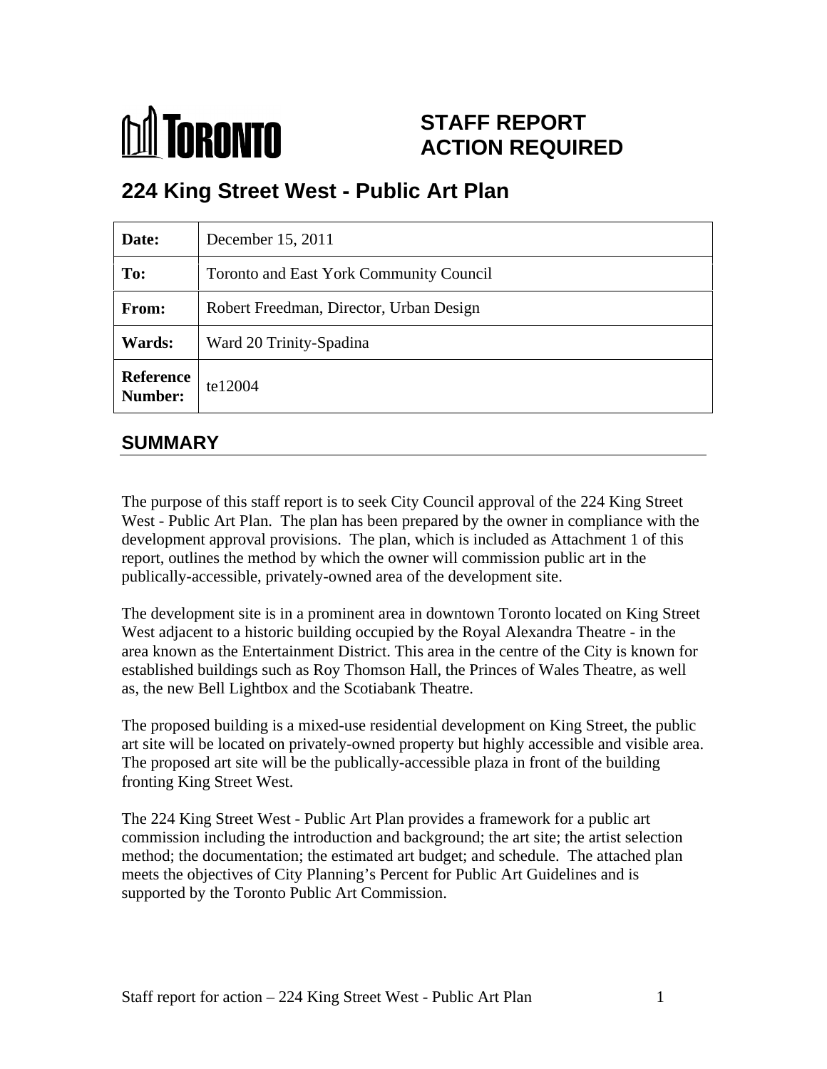TORONTO

# STAFF REPORT ACTION REQUIRED

## 224 King Street West - Public Art Plan

| | |
|---|---|
| **Date:** | December 15, 2011 |
| **To:** | Toronto and East York Community Council |
| **From:** | Robert Freedman, Director, Urban Design |
| **Wards:** | Ward 20 Trinity-Spadina |
| **Reference Number:** | te12004 |

## SUMMARY

The purpose of this staff report is to seek City Council approval of the 224 King Street West - Public Art Plan. The plan has been prepared by the owner in compliance with the development approval provisions. The plan, which is included as Attachment 1 of this report, outlines the method by which the owner will commission public art in the publically-accessible, privately-owned area of the development site.

The development site is in a prominent area in downtown Toronto located on King Street West adjacent to a historic building occupied by the Royal Alexandra Theatre - in the area known as the Entertainment District. This area in the centre of the City is known for established buildings such as Roy Thomson Hall, the Princes of Wales Theatre, as well as, the new Bell Lightbox and the Scotiabank Theatre.

The proposed building is a mixed-use residential development on King Street, the public art site will be located on privately-owned property but highly accessible and visible area. The proposed art site will be the publically-accessible plaza in front of the building fronting King Street West.

The 224 King Street West - Public Art Plan provides a framework for a public art commission including the introduction and background; the art site; the artist selection method; the documentation; the estimated art budget; and schedule. The attached plan meets the objectives of City Planning's Percent for Public Art Guidelines and is supported by the Toronto Public Art Commission.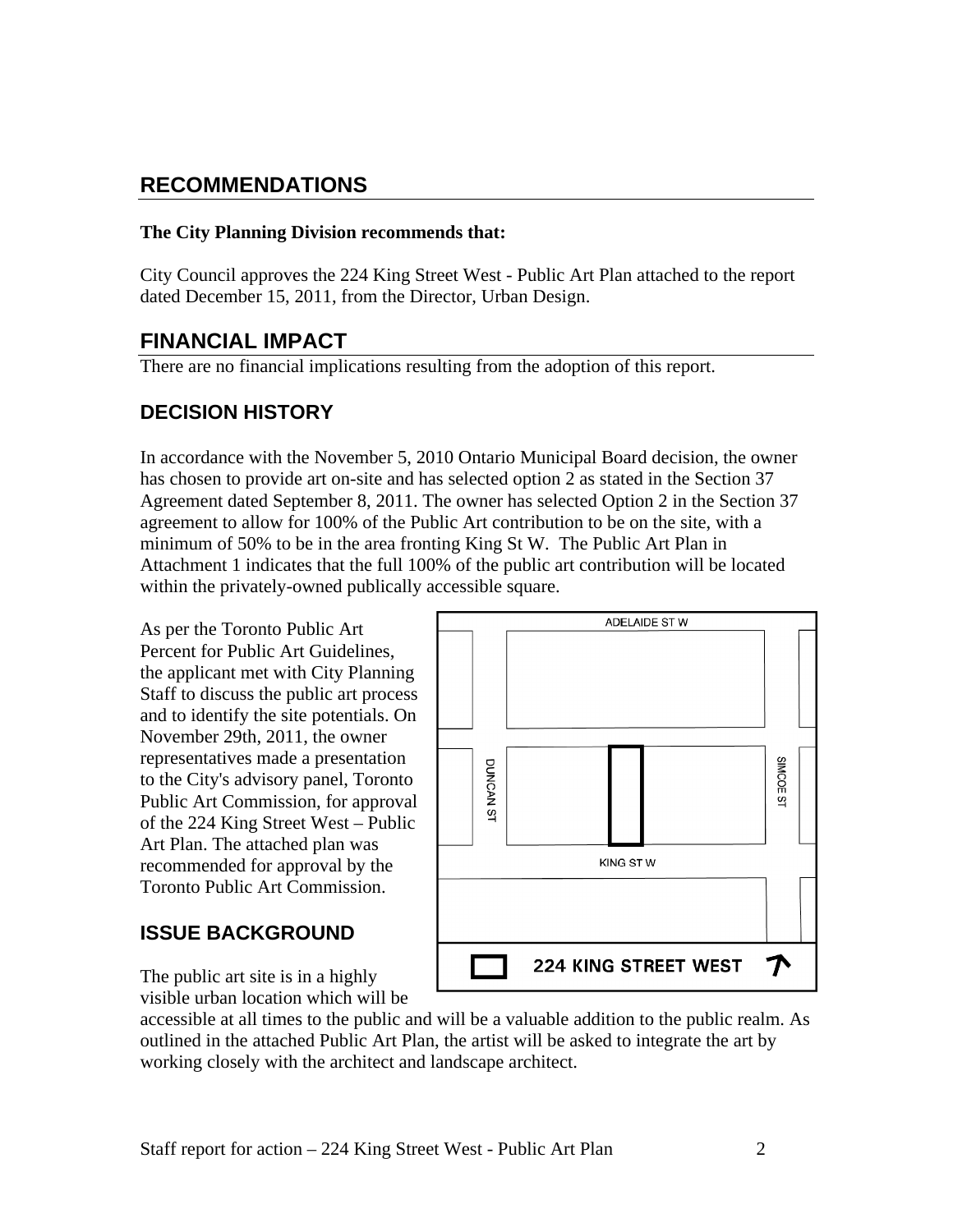## RECOMMENDATIONS

**The City Planning Division recommends that:**

City Council approves the 224 King Street West - Public Art Plan attached to the report dated December 15, 2011, from the Director, Urban Design.

## FINANCIAL IMPACT

There are no financial implications resulting from the adoption of this report.

## DECISION HISTORY

In accordance with the November 5, 2010 Ontario Municipal Board decision, the owner has chosen to provide art on-site and has selected option 2 as stated in the Section 37 Agreement dated September 8, 2011. The owner has selected Option 2 in the Section 37 agreement to allow for 100% of the Public Art contribution to be on the site, with a minimum of 50% to be in the area fronting King St W. The Public Art Plan in Attachment 1 indicates that the full 100% of the public art contribution will be located within the privately-owned publically accessible square.

As per the Toronto Public Art Percent for Public Art Guidelines, the applicant met with City Planning Staff to discuss the public art process and to identify the site potentials. On November 29th, 2011, the owner representatives made a presentation to the City's advisory panel, Toronto Public Art Commission, for approval of the 224 King Street West – Public Art Plan. The attached plan was recommended for approval by the Toronto Public Art Commission.

## ISSUE BACKGROUND

The public art site is in a highly visible urban location which will be accessible at all times to the public and will be a valuable addition to the public realm. As outlined in the attached Public Art Plan, the artist will be asked to integrate the art by working closely with the architect and landscape architect.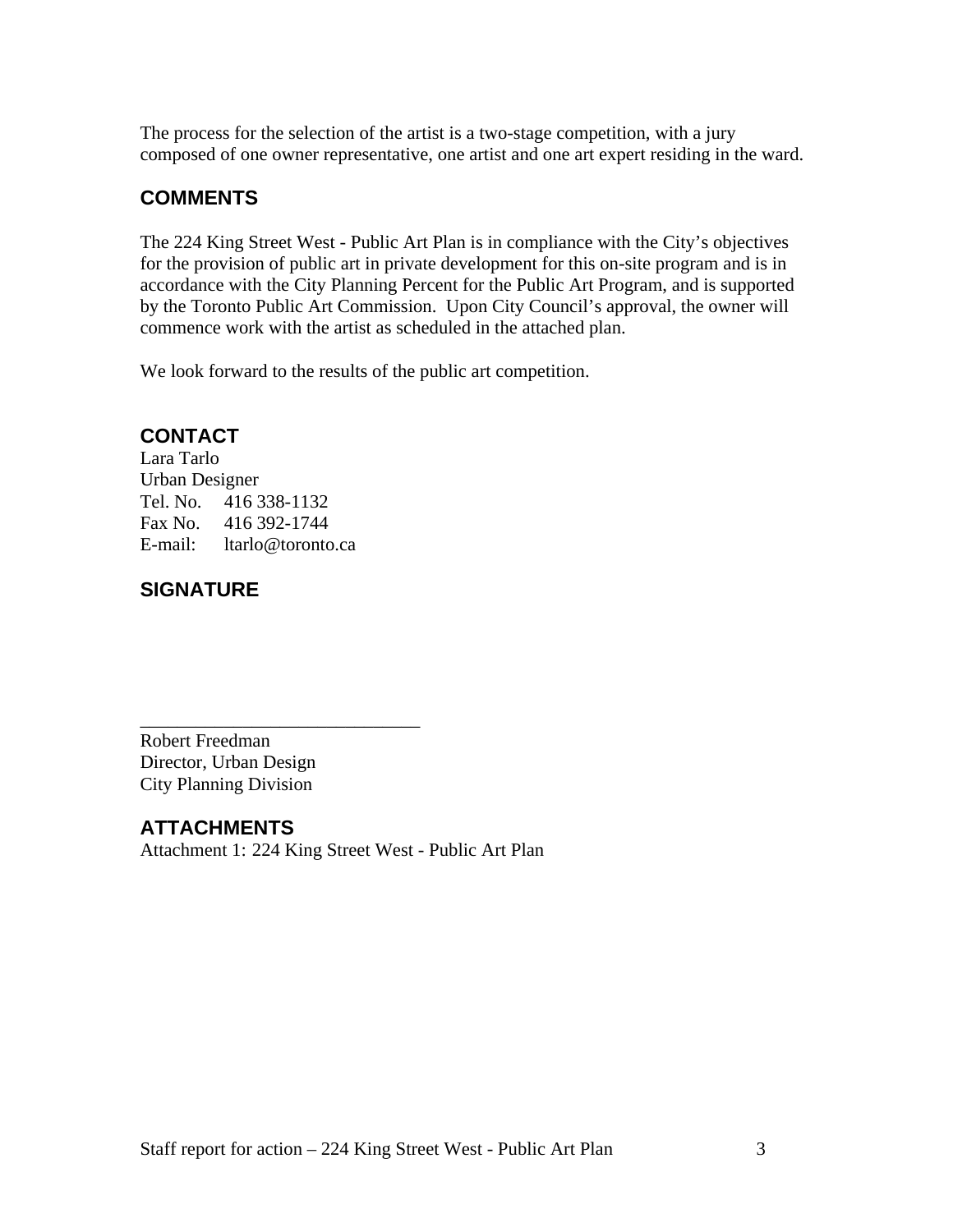The process for the selection of the artist is a two-stage competition, with a jury composed of one owner representative, one artist and one art expert residing in the ward.

## COMMENTS

The 224 King Street West - Public Art Plan is in compliance with the City's objectives for the provision of public art in private development for this on-site program and is in accordance with the City Planning Percent for the Public Art Program, and is supported by the Toronto Public Art Commission. Upon City Council's approval, the owner will commence work with the artist as scheduled in the attached plan.

We look forward to the results of the public art competition.

## CONTACT

Lara Tarlo
Urban Designer
Tel. No. 416 338-1132
Fax No. 416 392-1744
E-mail: ltarlo@toronto.ca

## SIGNATURE

_______________________________
Robert Freedman
Director, Urban Design
City Planning Division

## ATTACHMENTS

Attachment 1: 224 King Street West - Public Art Plan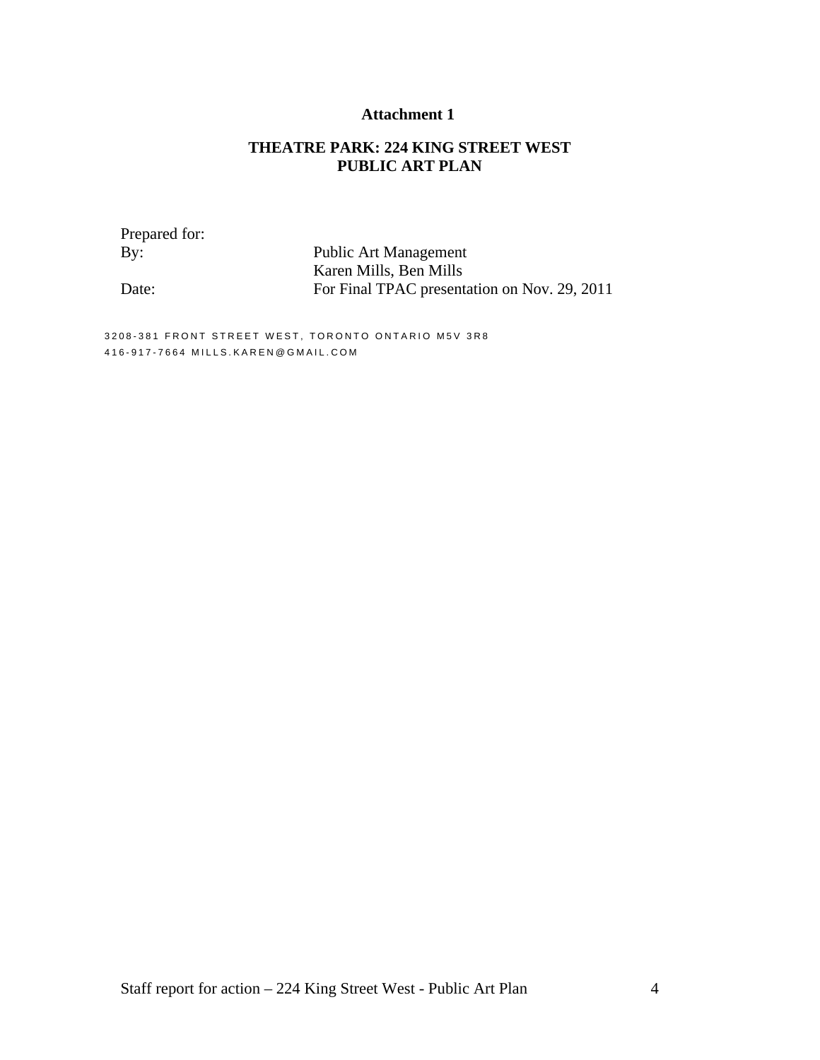**Attachment 1**

# THEATRE PARK: 224 KING STREET WEST
# PUBLIC ART PLAN

Prepared for:

By: Public Art Management
Karen Mills, Ben Mills

Date: For Final TPAC presentation on Nov. 29, 2011

3208-381 FRONT STREET WEST, TORONTO ONTARIO M5V 3R8
416-917-7664 MILLS.KAREN@GMAIL.COM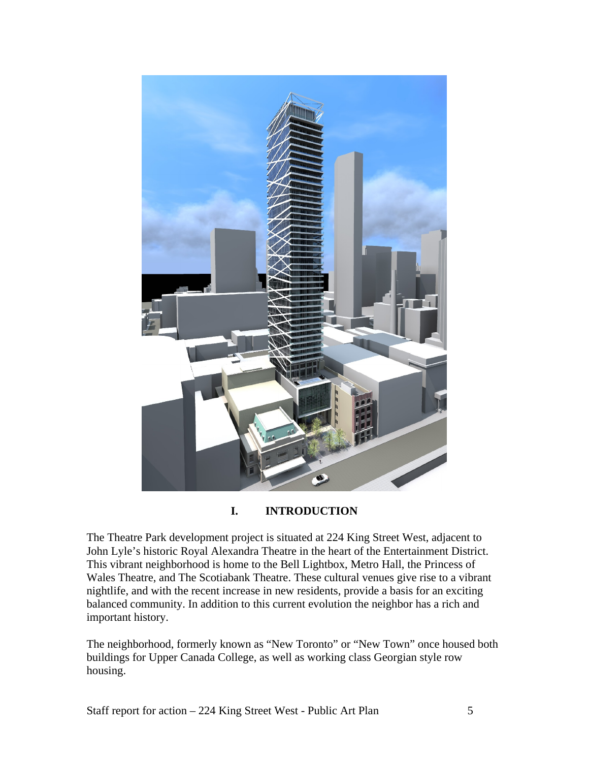## I. INTRODUCTION

The Theatre Park development project is situated at 224 King Street West, adjacent to John Lyle's historic Royal Alexandra Theatre in the heart of the Entertainment District. This vibrant neighborhood is home to the Bell Lightbox, Metro Hall, the Princess of Wales Theatre, and The Scotiabank Theatre. These cultural venues give rise to a vibrant nightlife, and with the recent increase in new residents, provide a basis for an exciting balanced community. In addition to this current evolution the neighbor has a rich and important history.

The neighborhood, formerly known as "New Toronto" or "New Town" once housed both buildings for Upper Canada College, as well as working class Georgian style row housing.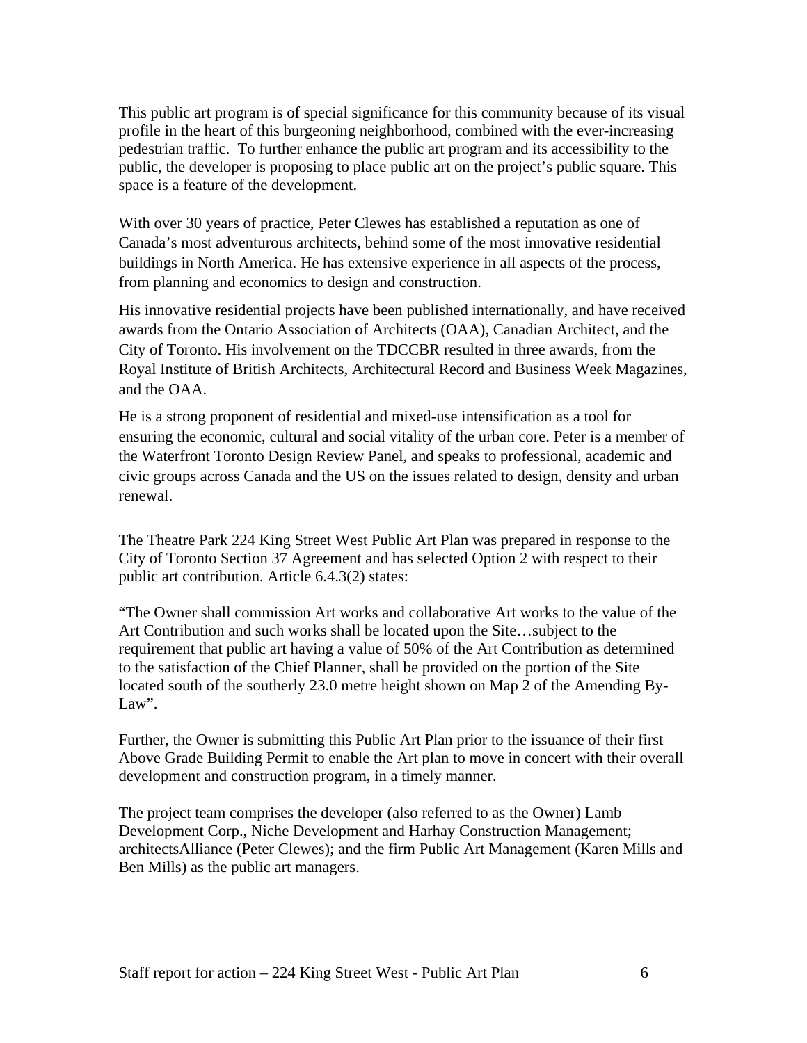This public art program is of special significance for this community because of its visual profile in the heart of this burgeoning neighborhood, combined with the ever-increasing pedestrian traffic. To further enhance the public art program and its accessibility to the public, the developer is proposing to place public art on the project's public square. This space is a feature of the development.

With over 30 years of practice, Peter Clewes has established a reputation as one of Canada's most adventurous architects, behind some of the most innovative residential buildings in North America. He has extensive experience in all aspects of the process, from planning and economics to design and construction.

His innovative residential projects have been published internationally, and have received awards from the Ontario Association of Architects (OAA), Canadian Architect, and the City of Toronto. His involvement on the TDCCBR resulted in three awards, from the Royal Institute of British Architects, Architectural Record and Business Week Magazines, and the OAA.

He is a strong proponent of residential and mixed-use intensification as a tool for ensuring the economic, cultural and social vitality of the urban core. Peter is a member of the Waterfront Toronto Design Review Panel, and speaks to professional, academic and civic groups across Canada and the US on the issues related to design, density and urban renewal.

The Theatre Park 224 King Street West Public Art Plan was prepared in response to the City of Toronto Section 37 Agreement and has selected Option 2 with respect to their public art contribution. Article 6.4.3(2) states:

"The Owner shall commission Art works and collaborative Art works to the value of the Art Contribution and such works shall be located upon the Site…subject to the requirement that public art having a value of 50% of the Art Contribution as determined to the satisfaction of the Chief Planner, shall be provided on the portion of the Site located south of the southerly 23.0 metre height shown on Map 2 of the Amending By-Law".

Further, the Owner is submitting this Public Art Plan prior to the issuance of their first Above Grade Building Permit to enable the Art plan to move in concert with their overall development and construction program, in a timely manner.

The project team comprises the developer (also referred to as the Owner) Lamb Development Corp., Niche Development and Harhay Construction Management; architectsAlliance (Peter Clewes); and the firm Public Art Management (Karen Mills and Ben Mills) as the public art managers.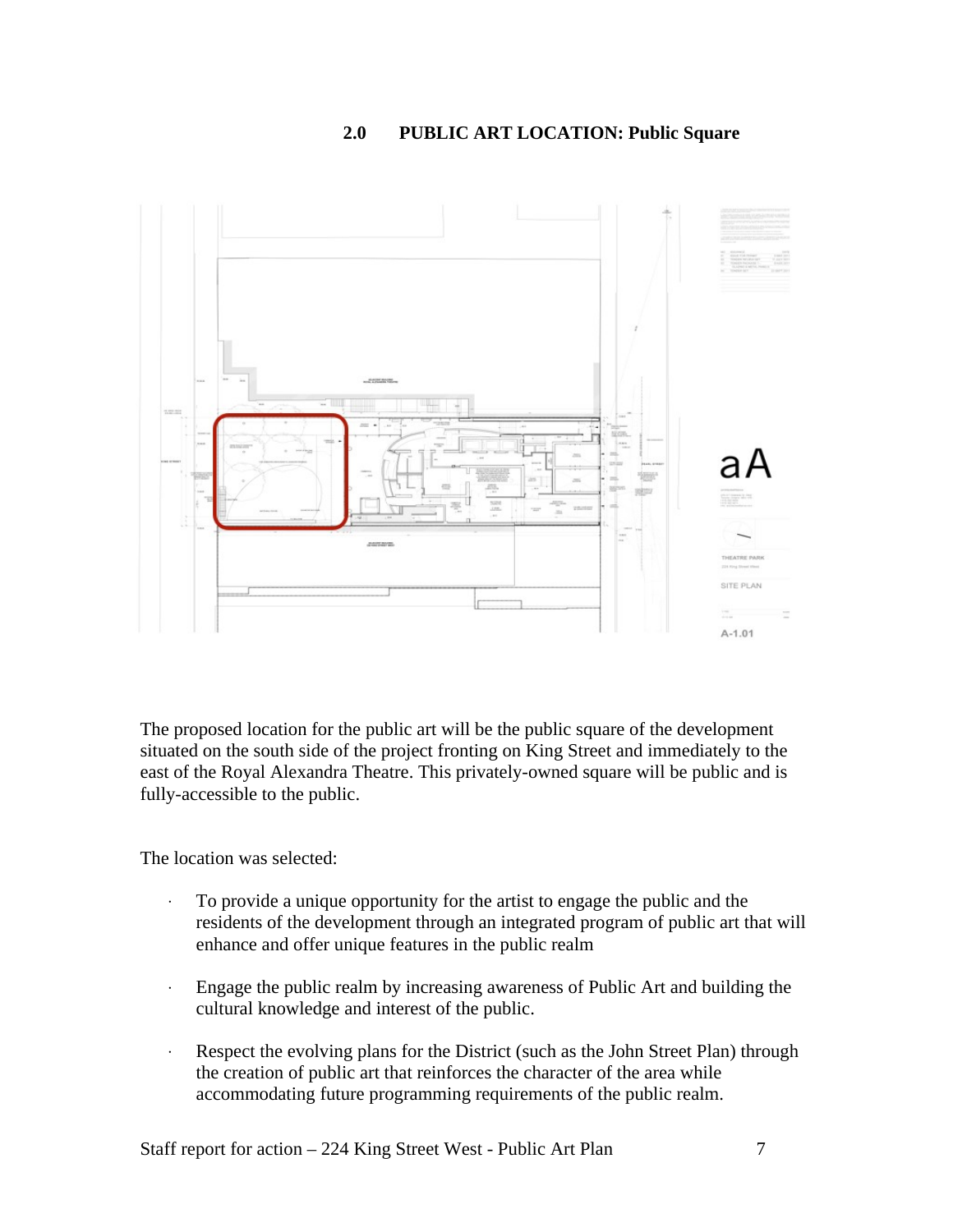## 2.0 PUBLIC ART LOCATION: Public Square

The proposed location for the public art will be the public square of the development situated on the south side of the project fronting on King Street and immediately to the east of the Royal Alexandra Theatre. This privately-owned square will be public and is fully-accessible to the public.

The location was selected:

- To provide a unique opportunity for the artist to engage the public and the residents of the development through an integrated program of public art that will enhance and offer unique features in the public realm
- Engage the public realm by increasing awareness of Public Art and building the cultural knowledge and interest of the public.
- Respect the evolving plans for the District (such as the John Street Plan) through the creation of public art that reinforces the character of the area while accommodating future programming requirements of the public realm.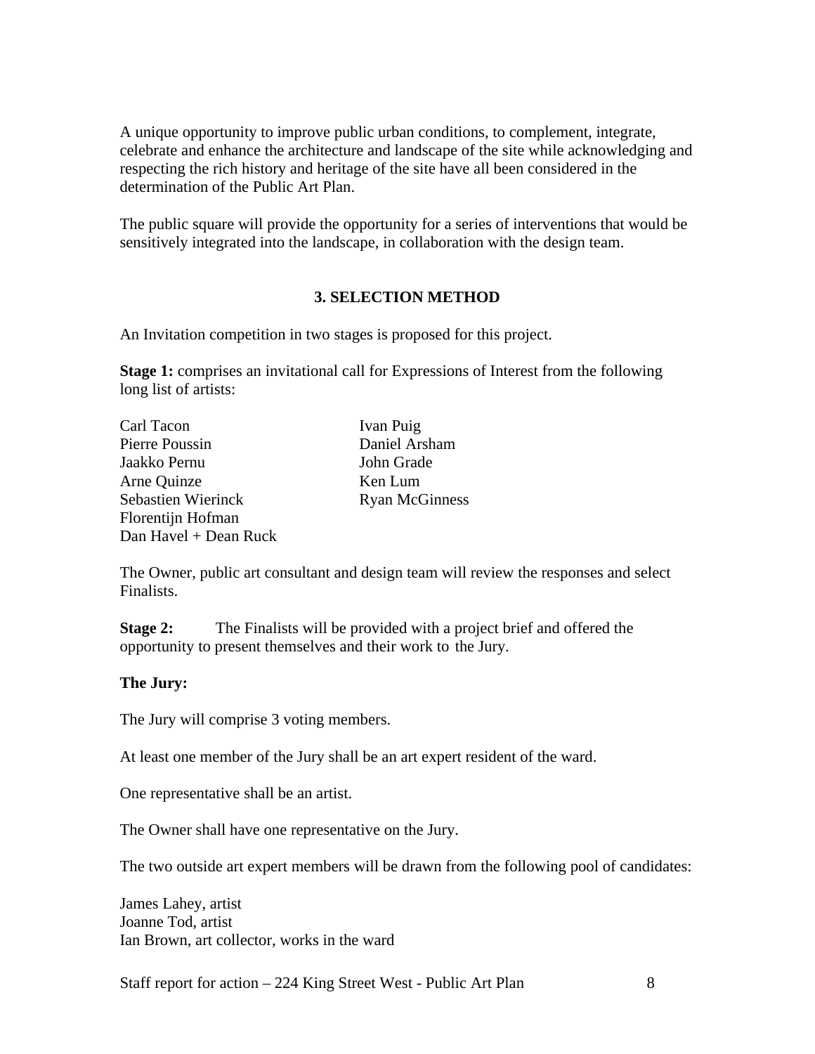A unique opportunity to improve public urban conditions, to complement, integrate, celebrate and enhance the architecture and landscape of the site while acknowledging and respecting the rich history and heritage of the site have all been considered in the determination of the Public Art Plan.

The public square will provide the opportunity for a series of interventions that would be sensitively integrated into the landscape, in collaboration with the design team.

## 3. SELECTION METHOD

An Invitation competition in two stages is proposed for this project.

**Stage 1:** comprises an invitational call for Expressions of Interest from the following long list of artists:

Carl Tacon
Pierre Poussin
Jaakko Pernu
Arne Quinze
Sebastien Wierinck
Florentijn Hofman
Dan Havel + Dean Ruck
Ivan Puig
Daniel Arsham
John Grade
Ken Lum
Ryan McGinness

The Owner, public art consultant and design team will review the responses and select Finalists.

**Stage 2:** The Finalists will be provided with a project brief and offered the opportunity to present themselves and their work to the Jury.

**The Jury:**

The Jury will comprise 3 voting members.

At least one member of the Jury shall be an art expert resident of the ward.

One representative shall be an artist.

The Owner shall have one representative on the Jury.

The two outside art expert members will be drawn from the following pool of candidates:

James Lahey, artist
Joanne Tod, artist
Ian Brown, art collector, works in the ward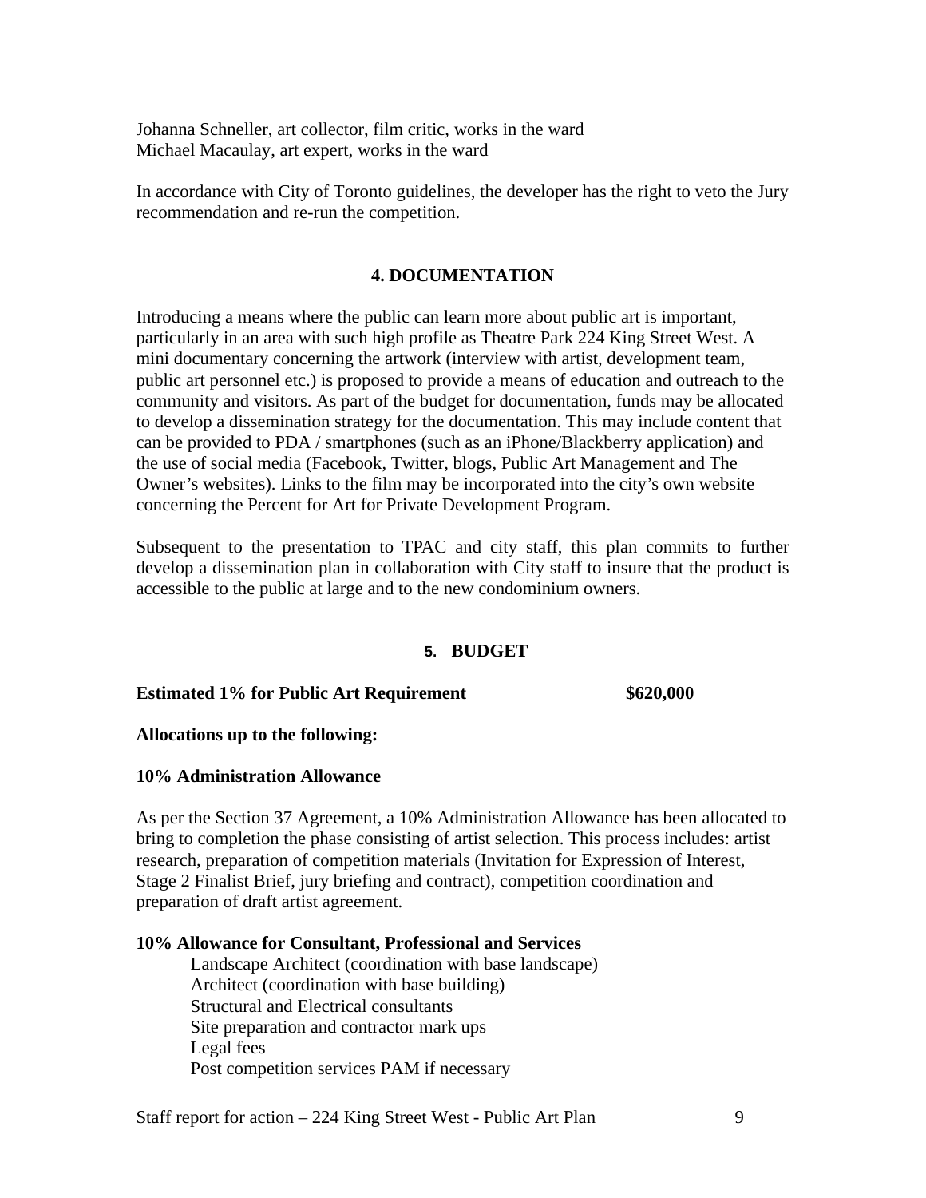Johanna Schneller, art collector, film critic, works in the ward
Michael Macaulay, art expert, works in the ward

In accordance with City of Toronto guidelines, the developer has the right to veto the Jury recommendation and re-run the competition.

## 4. DOCUMENTATION

Introducing a means where the public can learn more about public art is important, particularly in an area with such high profile as Theatre Park 224 King Street West. A mini documentary concerning the artwork (interview with artist, development team, public art personnel etc.) is proposed to provide a means of education and outreach to the community and visitors. As part of the budget for documentation, funds may be allocated to develop a dissemination strategy for the documentation. This may include content that can be provided to PDA / smartphones (such as an iPhone/Blackberry application) and the use of social media (Facebook, Twitter, blogs, Public Art Management and The Owner's websites). Links to the film may be incorporated into the city's own website concerning the Percent for Art for Private Development Program.

Subsequent to the presentation to TPAC and city staff, this plan commits to further develop a dissemination plan in collaboration with City staff to insure that the product is accessible to the public at large and to the new condominium owners.

## 5. BUDGET

**Estimated 1% for Public Art Requirement $620,000**

**Allocations up to the following:**

**10% Administration Allowance**

As per the Section 37 Agreement, a 10% Administration Allowance has been allocated to bring to completion the phase consisting of artist selection. This process includes: artist research, preparation of competition materials (Invitation for Expression of Interest, Stage 2 Finalist Brief, jury briefing and contract), competition coordination and preparation of draft artist agreement.

**10% Allowance for Consultant, Professional and Services**

- Landscape Architect (coordination with base landscape)
- Architect (coordination with base building)
- Structural and Electrical consultants
- Site preparation and contractor mark ups
- Legal fees
- Post competition services PAM if necessary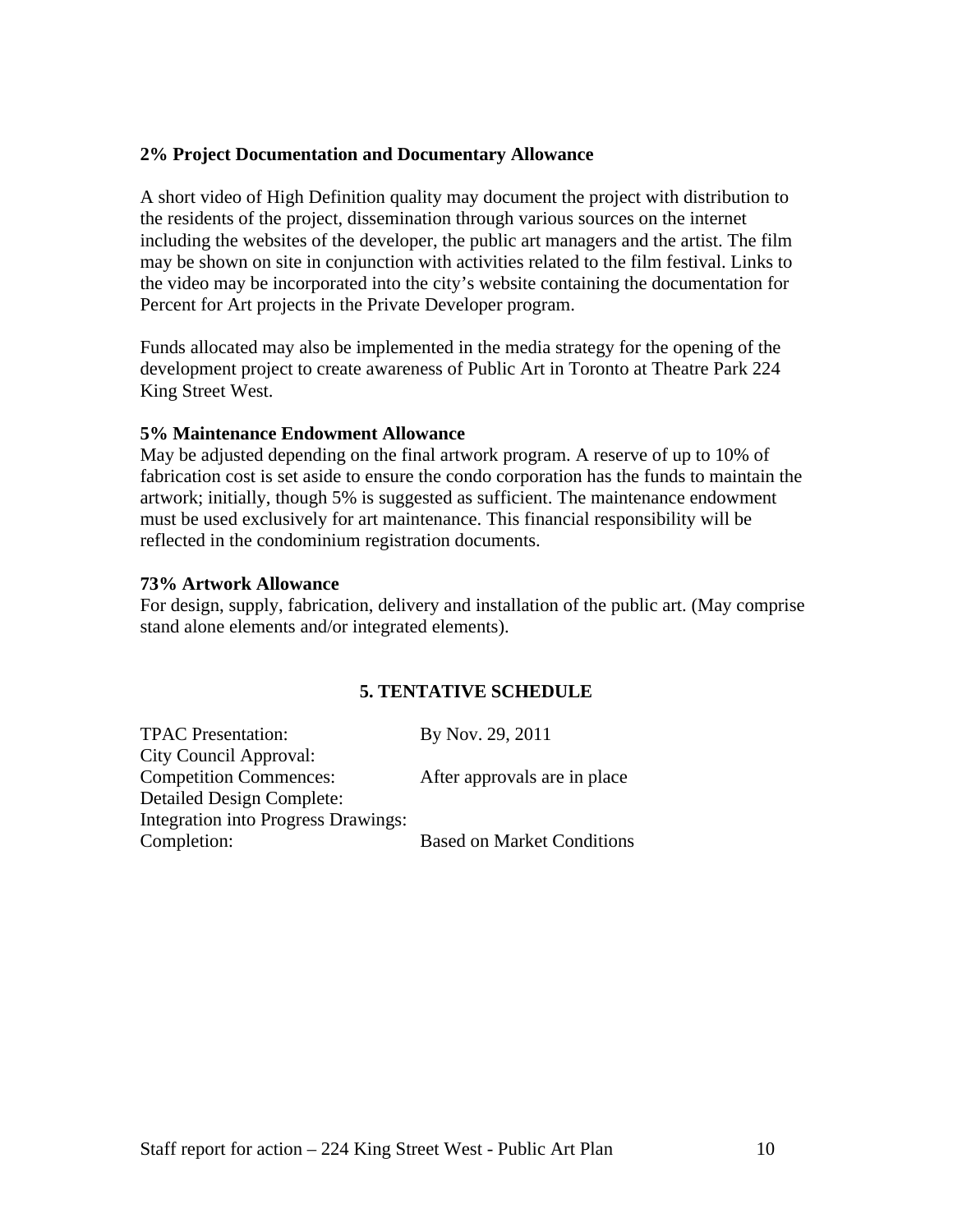**2% Project Documentation and Documentary Allowance**

A short video of High Definition quality may document the project with distribution to the residents of the project, dissemination through various sources on the internet including the websites of the developer, the public art managers and the artist. The film may be shown on site in conjunction with activities related to the film festival. Links to the video may be incorporated into the city's website containing the documentation for Percent for Art projects in the Private Developer program.

Funds allocated may also be implemented in the media strategy for the opening of the development project to create awareness of Public Art in Toronto at Theatre Park 224 King Street West.

**5% Maintenance Endowment Allowance**

May be adjusted depending on the final artwork program. A reserve of up to 10% of fabrication cost is set aside to ensure the condo corporation has the funds to maintain the artwork; initially, though 5% is suggested as sufficient. The maintenance endowment must be used exclusively for art maintenance. This financial responsibility will be reflected in the condominium registration documents.

**73% Artwork Allowance**

For design, supply, fabrication, delivery and installation of the public art. (May comprise stand alone elements and/or integrated elements).

## 5. TENTATIVE SCHEDULE

| | |
|---|---|
| TPAC Presentation: | By Nov. 29, 2011 |
| City Council Approval: | |
| Competition Commences: | After approvals are in place |
| Detailed Design Complete: | |
| Integration into Progress Drawings: | |
| Completion: | Based on Market Conditions |